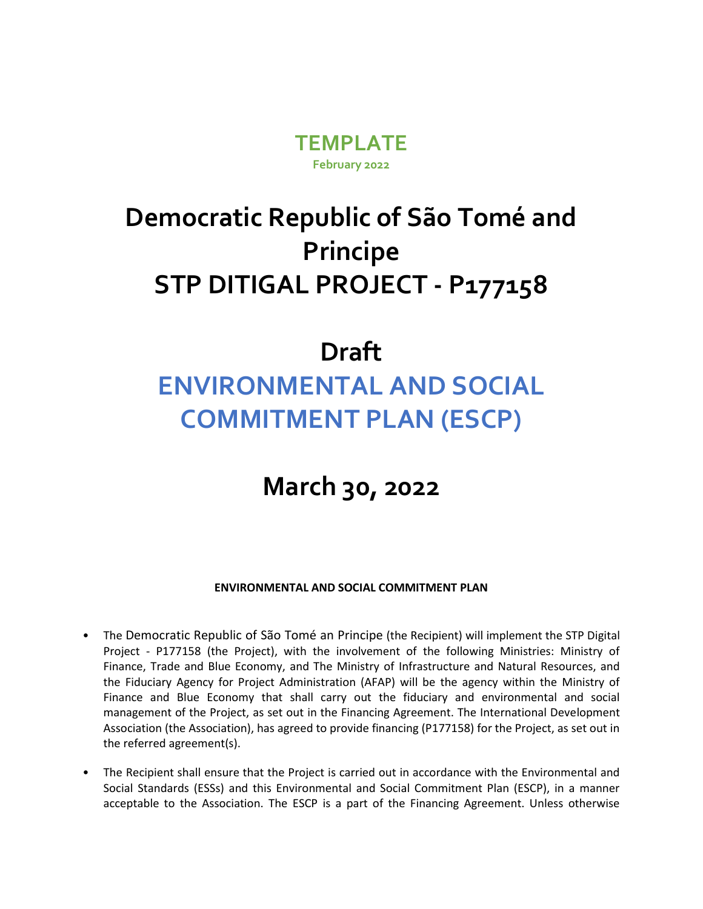**TEMPLATE**

**February 2022**

# Democratic Republic of São Tomé and Principe
# STP DITIGAL PROJECT - P177158

# Draft
# ENVIRONMENTAL AND SOCIAL COMMITMENT PLAN (ESCP)

# March 30, 2022

**ENVIRONMENTAL AND SOCIAL COMMITMENT PLAN**

- The Democratic Republic of São Tomé an Principe (the Recipient) will implement the STP Digital Project - P177158 (the Project), with the involvement of the following Ministries: Ministry of Finance, Trade and Blue Economy, and The Ministry of Infrastructure and Natural Resources, and the Fiduciary Agency for Project Administration (AFAP) will be the agency within the Ministry of Finance and Blue Economy that shall carry out the fiduciary and environmental and social management of the Project, as set out in the Financing Agreement. The International Development Association (the Association), has agreed to provide financing (P177158) for the Project, as set out in the referred agreement(s).

- The Recipient shall ensure that the Project is carried out in accordance with the Environmental and Social Standards (ESSs) and this Environmental and Social Commitment Plan (ESCP), in a manner acceptable to the Association. The ESCP is a part of the Financing Agreement. Unless otherwise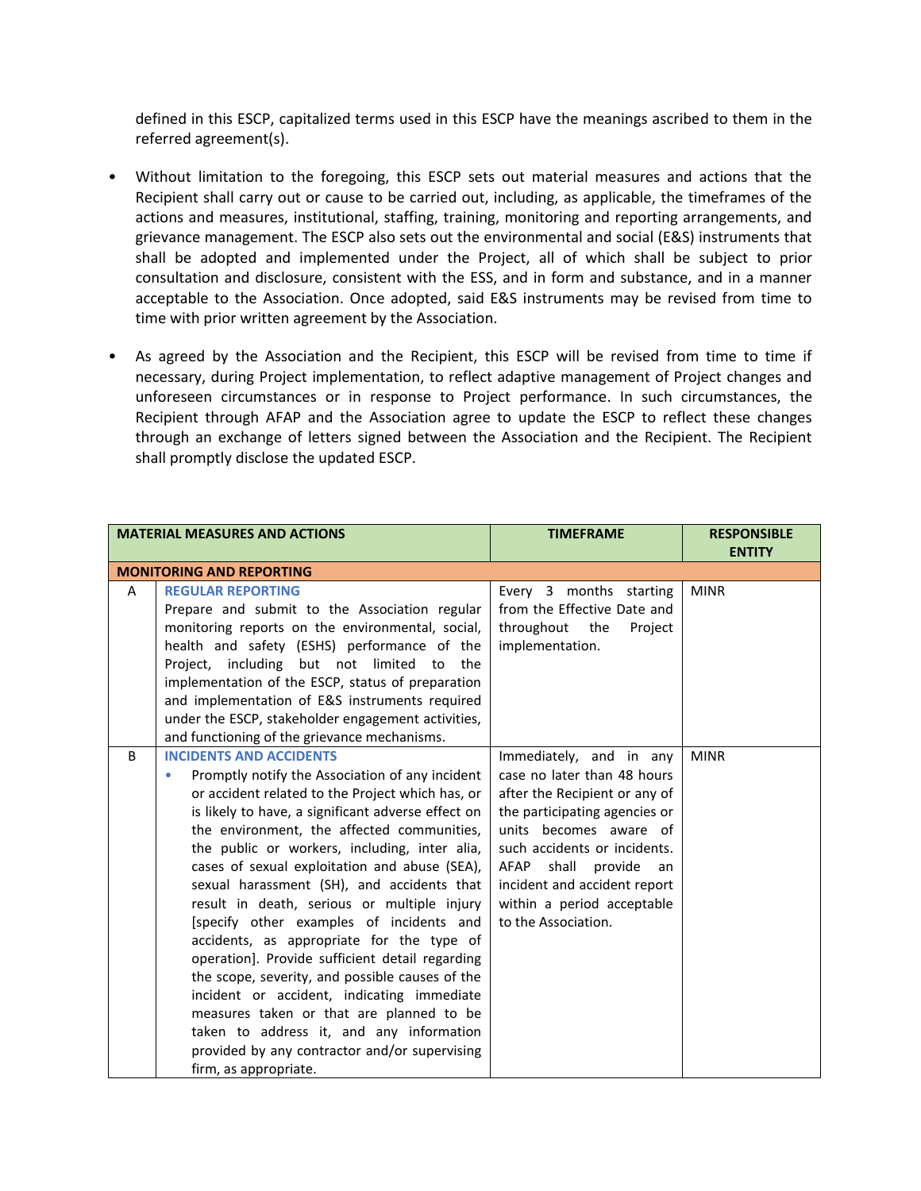defined in this ESCP, capitalized terms used in this ESCP have the meanings ascribed to them in the referred agreement(s).

- Without limitation to the foregoing, this ESCP sets out material measures and actions that the Recipient shall carry out or cause to be carried out, including, as applicable, the timeframes of the actions and measures, institutional, staffing, training, monitoring and reporting arrangements, and grievance management. The ESCP also sets out the environmental and social (E&S) instruments that shall be adopted and implemented under the Project, all of which shall be subject to prior consultation and disclosure, consistent with the ESS, and in form and substance, and in a manner acceptable to the Association. Once adopted, said E&S instruments may be revised from time to time with prior written agreement by the Association.
- As agreed by the Association and the Recipient, this ESCP will be revised from time to time if necessary, during Project implementation, to reflect adaptive management of Project changes and unforeseen circumstances or in response to Project performance. In such circumstances, the Recipient through AFAP and the Association agree to update the ESCP to reflect these changes through an exchange of letters signed between the Association and the Recipient. The Recipient shall promptly disclose the updated ESCP.

| | MATERIAL MEASURES AND ACTIONS | TIMEFRAME | RESPONSIBLE ENTITY |
|---|---|---|---|
| **MONITORING AND REPORTING** | | | |
| A | **REGULAR REPORTING**<br>Prepare and submit to the Association regular monitoring reports on the environmental, social, health and safety (ESHS) performance of the Project, including but not limited to the implementation of the ESCP, status of preparation and implementation of E&S instruments required under the ESCP, stakeholder engagement activities, and functioning of the grievance mechanisms. | Every 3 months starting from the Effective Date and throughout the Project implementation. | MINR |
| B | **INCIDENTS AND ACCIDENTS**<br>• Promptly notify the Association of any incident or accident related to the Project which has, or is likely to have, a significant adverse effect on the environment, the affected communities, the public or workers, including, inter alia, cases of sexual exploitation and abuse (SEA), sexual harassment (SH), and accidents that result in death, serious or multiple injury [specify other examples of incidents and accidents, as appropriate for the type of operation]. Provide sufficient detail regarding the scope, severity, and possible causes of the incident or accident, indicating immediate measures taken or that are planned to be taken to address it, and any information provided by any contractor and/or supervising firm, as appropriate. | Immediately, and in any case no later than 48 hours after the Recipient or any of the participating agencies or units becomes aware of such accidents or incidents. AFAP shall provide an incident and accident report within a period acceptable to the Association. | MINR |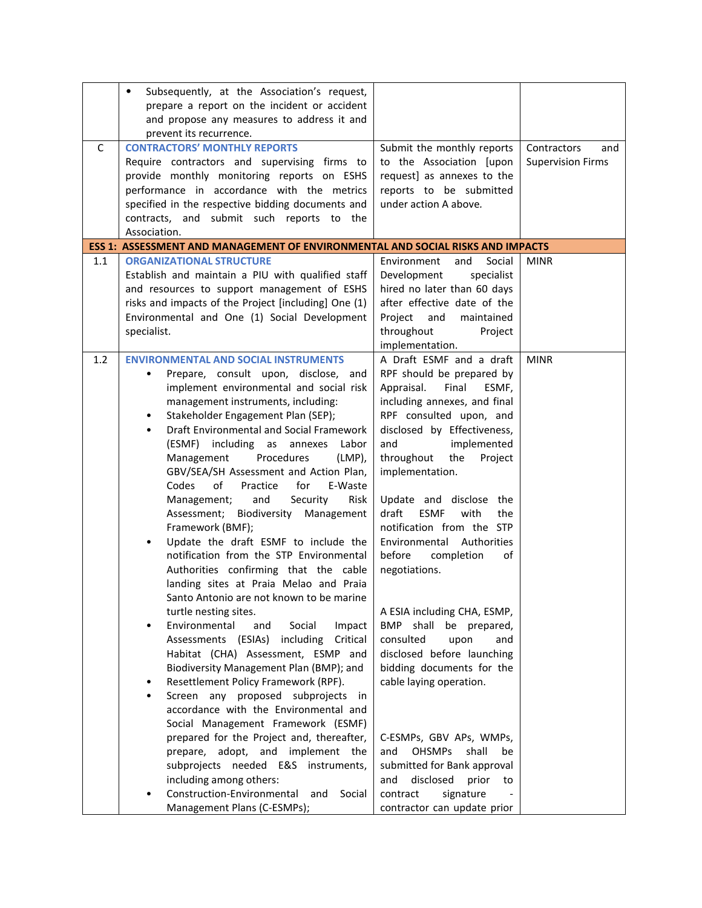| | | | |
|---|---|---|---|
| | • Subsequently, at the Association's request, prepare a report on the incident or accident and propose any measures to address it and prevent its recurrence. | | |
| C | **CONTRACTORS' MONTHLY REPORTS**<br>Require contractors and supervising firms to provide monthly monitoring reports on ESHS performance in accordance with the metrics specified in the respective bidding documents and contracts, and submit such reports to the Association. | Submit the monthly reports to the Association [upon request] as annexes to the reports to be submitted under action A above. | Contractors and Supervision Firms |
| **ESS 1: ASSESSMENT AND MANAGEMENT OF ENVIRONMENTAL AND SOCIAL RISKS AND IMPACTS** | | | |
| 1.1 | **ORGANIZATIONAL STRUCTURE**<br>Establish and maintain a PIU with qualified staff and resources to support management of ESHS risks and impacts of the Project [including] One (1) Environmental and One (1) Social Development specialist. | Environment and Social Development specialist hired no later than 60 days after effective date of the Project and maintained throughout Project implementation. | MINR |
| 1.2 | **ENVIRONMENTAL AND SOCIAL INSTRUMENTS**<br>• Prepare, consult upon, disclose, and implement environmental and social risk management instruments, including:<br>• Stakeholder Engagement Plan (SEP);<br>• Draft Environmental and Social Framework (ESMF) including as annexes Labor Management Procedures (LMP), GBV/SEA/SH Assessment and Action Plan, Codes of Practice for E-Waste Management; and Security Risk Assessment; Biodiversity Management Framework (BMF);<br>• Update the draft ESMF to include the notification from the STP Environmental Authorities confirming that the cable landing sites at Praia Melao and Praia Santo Antonio are not known to be marine turtle nesting sites.<br>• Environmental and Social Impact Assessments (ESIAs) including Critical Habitat (CHA) Assessment, ESMP and Biodiversity Management Plan (BMP); and<br>• Resettlement Policy Framework (RPF).<br>• Screen any proposed subprojects in accordance with the Environmental and Social Management Framework (ESMF) prepared for the Project and, thereafter, prepare, adopt, and implement the subprojects needed E&S instruments, including among others:<br>• Construction-Environmental and Social Management Plans (C-ESMPs); | A Draft ESMF and a draft RPF should be prepared by Appraisal. Final ESMF, including annexes, and final RPF consulted upon, and disclosed by Effectiveness, and implemented throughout the Project implementation.<br><br>Update and disclose the draft ESMF with the notification from the STP Environmental Authorities before completion of negotiations.<br><br>A ESIA including CHA, ESMP, BMP shall be prepared, consulted upon and disclosed before launching bidding documents for the cable laying operation.<br><br>C-ESMPs, GBV APs, WMPs, and OHSMPs shall be submitted for Bank approval and disclosed prior to contract signature - contractor can update prior | MINR |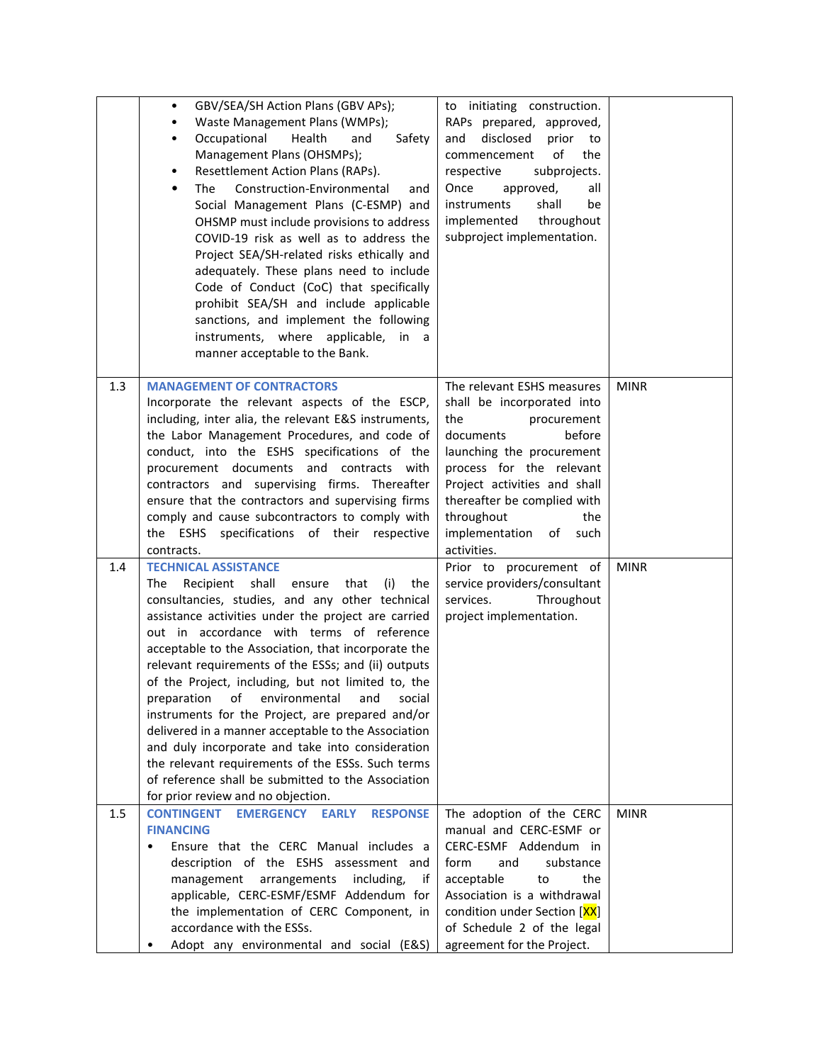| | | | |
|---|---|---|---|
| | • GBV/SEA/SH Action Plans (GBV APs);<br>• Waste Management Plans (WMPs);<br>• Occupational Health and Safety Management Plans (OHSMPs);<br>• Resettlement Action Plans (RAPs).<br>• The Construction-Environmental and Social Management Plans (C-ESMP) and OHSMP must include provisions to address COVID-19 risk as well as to address the Project SEA/SH-related risks ethically and adequately. These plans need to include Code of Conduct (CoC) that specifically prohibit SEA/SH and include applicable sanctions, and implement the following instruments, where applicable, in a manner acceptable to the Bank. | to initiating construction. RAPs prepared, approved, and disclosed prior to commencement of the respective subprojects. Once approved, all instruments shall be implemented throughout subproject implementation. | |
| 1.3 | **MANAGEMENT OF CONTRACTORS**<br>Incorporate the relevant aspects of the ESCP, including, inter alia, the relevant E&S instruments, the Labor Management Procedures, and code of conduct, into the ESHS specifications of the procurement documents and contracts with contractors and supervising firms. Thereafter ensure that the contractors and supervising firms comply and cause subcontractors to comply with the ESHS specifications of their respective contracts. | The relevant ESHS measures shall be incorporated into the procurement documents before launching the procurement process for the relevant Project activities and shall thereafter be complied with throughout the implementation of such activities. | MINR |
| 1.4 | **TECHNICAL ASSISTANCE**<br>The Recipient shall ensure that (i) the consultancies, studies, and any other technical assistance activities under the project are carried out in accordance with terms of reference acceptable to the Association, that incorporate the relevant requirements of the ESSs; and (ii) outputs of the Project, including, but not limited to, the preparation of environmental and social instruments for the Project, are prepared and/or delivered in a manner acceptable to the Association and duly incorporate and take into consideration the relevant requirements of the ESSs. Such terms of reference shall be submitted to the Association for prior review and no objection. | Prior to procurement of service providers/consultant services. Throughout project implementation. | MINR |
| 1.5 | **CONTINGENT EMERGENCY EARLY RESPONSE FINANCING**<br>• Ensure that the CERC Manual includes a description of the ESHS assessment and management arrangements including, if applicable, CERC-ESMF/ESMF Addendum for the implementation of CERC Component, in accordance with the ESSs.<br>• Adopt any environmental and social (E&S) | The adoption of the CERC manual and CERC-ESMF or CERC-ESMF Addendum in form and substance acceptable to the Association is a withdrawal condition under Section [XX] of Schedule 2 of the legal agreement for the Project. | MINR |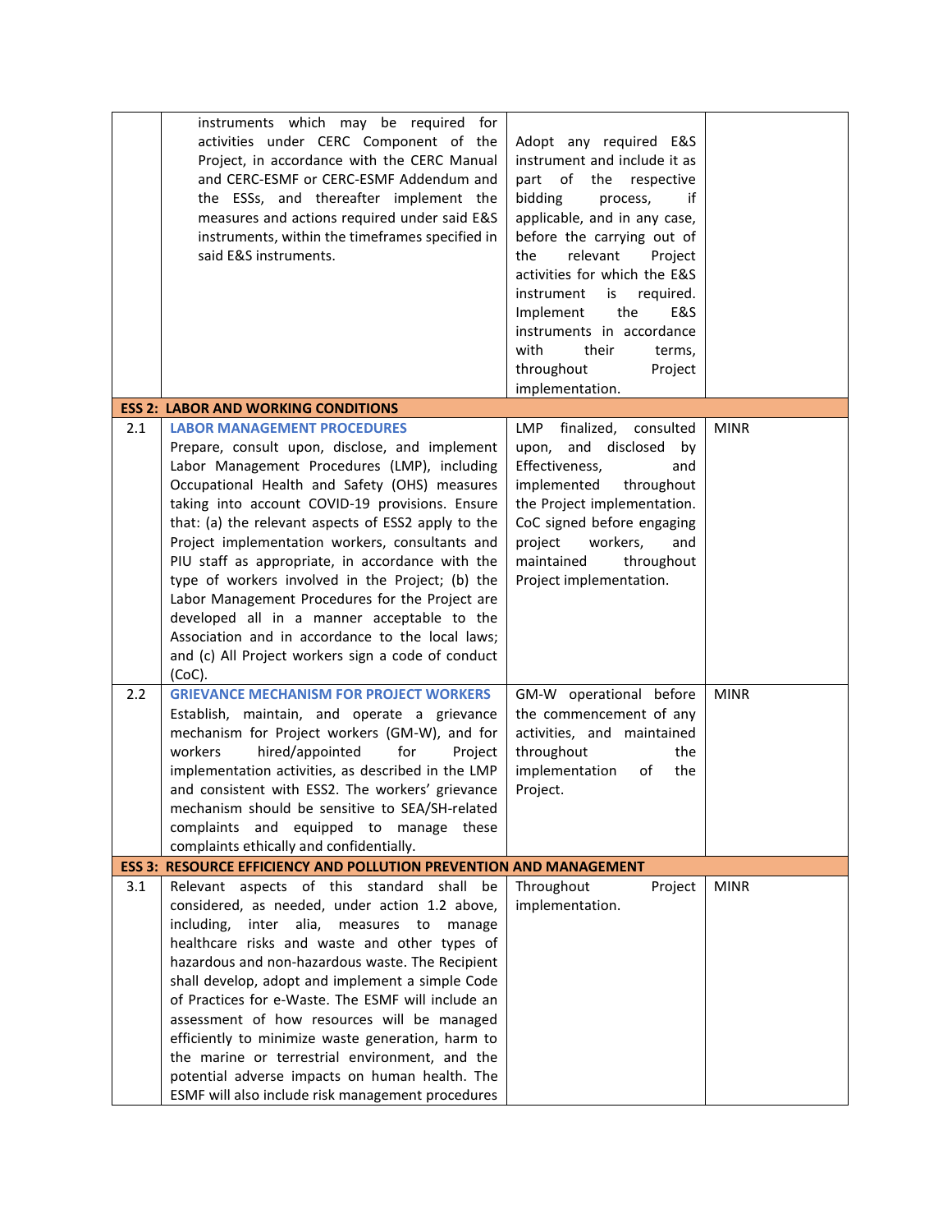| | | | |
|---|---|---|---|
| | instruments which may be required for activities under CERC Component of the Project, in accordance with the CERC Manual and CERC-ESMF or CERC-ESMF Addendum and the ESSs, and thereafter implement the measures and actions required under said E&S instruments, within the timeframes specified in said E&S instruments. | Adopt any required E&S instrument and include it as part of the respective bidding process, if applicable, and in any case, before the carrying out of the relevant Project activities for which the E&S instrument is required. Implement the E&S instruments in accordance with their terms, throughout Project implementation. | |
| **ESS 2: LABOR AND WORKING CONDITIONS** | | | |
| 2.1 | **LABOR MANAGEMENT PROCEDURES**<br>Prepare, consult upon, disclose, and implement Labor Management Procedures (LMP), including Occupational Health and Safety (OHS) measures taking into account COVID-19 provisions. Ensure that: (a) the relevant aspects of ESS2 apply to the Project implementation workers, consultants and PIU staff as appropriate, in accordance with the type of workers involved in the Project; (b) the Labor Management Procedures for the Project are developed all in a manner acceptable to the Association and in accordance to the local laws; and (c) All Project workers sign a code of conduct (CoC). | LMP finalized, consulted upon, and disclosed by Effectiveness, and implemented throughout the Project implementation. CoC signed before engaging project workers, and maintained throughout Project implementation. | MINR |
| 2.2 | **GRIEVANCE MECHANISM FOR PROJECT WORKERS**<br>Establish, maintain, and operate a grievance mechanism for Project workers (GM-W), and for workers hired/appointed for Project implementation activities, as described in the LMP and consistent with ESS2. The workers' grievance mechanism should be sensitive to SEA/SH-related complaints and equipped to manage these complaints ethically and confidentially. | GM-W operational before the commencement of any activities, and maintained throughout the implementation of the Project. | MINR |
| **ESS 3: RESOURCE EFFICIENCY AND POLLUTION PREVENTION AND MANAGEMENT** | | | |
| 3.1 | Relevant aspects of this standard shall be considered, as needed, under action 1.2 above, including, inter alia, measures to manage healthcare risks and waste and other types of hazardous and non-hazardous waste. The Recipient shall develop, adopt and implement a simple Code of Practices for e-Waste. The ESMF will include an assessment of how resources will be managed efficiently to minimize waste generation, harm to the marine or terrestrial environment, and the potential adverse impacts on human health. The ESMF will also include risk management procedures | Throughout Project implementation. | MINR |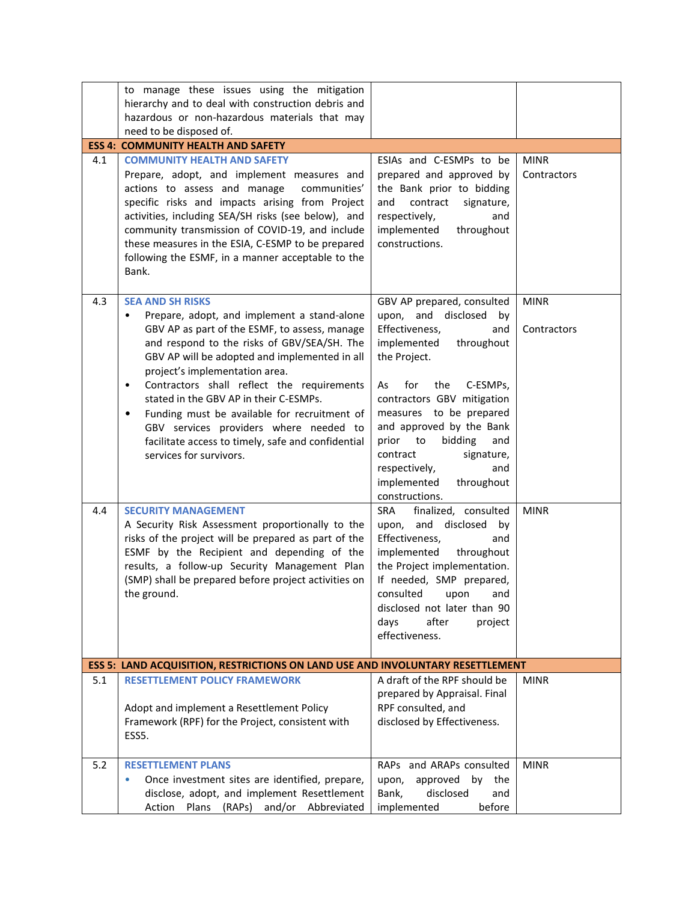| | | | |
|---|---|---|---|
| | to manage these issues using the mitigation hierarchy and to deal with construction debris and hazardous or non-hazardous materials that may need to be disposed of. | | |
| **ESS 4: COMMUNITY HEALTH AND SAFETY** | | | |
| 4.1 | **COMMUNITY HEALTH AND SAFETY**<br>Prepare, adopt, and implement measures and actions to assess and manage communities' specific risks and impacts arising from Project activities, including SEA/SH risks (see below), and community transmission of COVID-19, and include these measures in the ESIA, C-ESMP to be prepared following the ESMF, in a manner acceptable to the Bank. | ESIAs and C-ESMPs to be prepared and approved by the Bank prior to bidding and contract signature, respectively, and implemented throughout constructions. | MINR<br>Contractors |
| 4.3 | **SEA AND SH RISKS**<br>• Prepare, adopt, and implement a stand-alone GBV AP as part of the ESMF, to assess, manage and respond to the risks of GBV/SEA/SH. The GBV AP will be adopted and implemented in all project's implementation area.<br>• Contractors shall reflect the requirements stated in the GBV AP in their C-ESMPs.<br>• Funding must be available for recruitment of GBV services providers where needed to facilitate access to timely, safe and confidential services for survivors. | GBV AP prepared, consulted upon, and disclosed by Effectiveness, and implemented throughout the Project.<br><br>As for the C-ESMPs, contractors GBV mitigation measures to be prepared and approved by the Bank prior to bidding and contract signature, respectively, and implemented throughout constructions. | MINR<br><br>Contractors |
| 4.4 | **SECURITY MANAGEMENT**<br>A Security Risk Assessment proportionally to the risks of the project will be prepared as part of the ESMF by the Recipient and depending of the results, a follow-up Security Management Plan (SMP) shall be prepared before project activities on the ground. | SRA finalized, consulted upon, and disclosed by Effectiveness, and implemented throughout the Project implementation. If needed, SMP prepared, consulted upon and disclosed not later than 90 days after project effectiveness. | MINR |
| **ESS 5: LAND ACQUISITION, RESTRICTIONS ON LAND USE AND INVOLUNTARY RESETTLEMENT** | | | |
| 5.1 | **RESETTLEMENT POLICY FRAMEWORK**<br><br>Adopt and implement a Resettlement Policy Framework (RPF) for the Project, consistent with ESS5. | A draft of the RPF should be prepared by Appraisal. Final RPF consulted, and disclosed by Effectiveness. | MINR |
| 5.2 | **RESETTLEMENT PLANS**<br>• Once investment sites are identified, prepare, disclose, adopt, and implement Resettlement Action Plans (RAPs) and/or Abbreviated | RAPs and ARAPs consulted upon, approved by the Bank, disclosed and implemented before | MINR |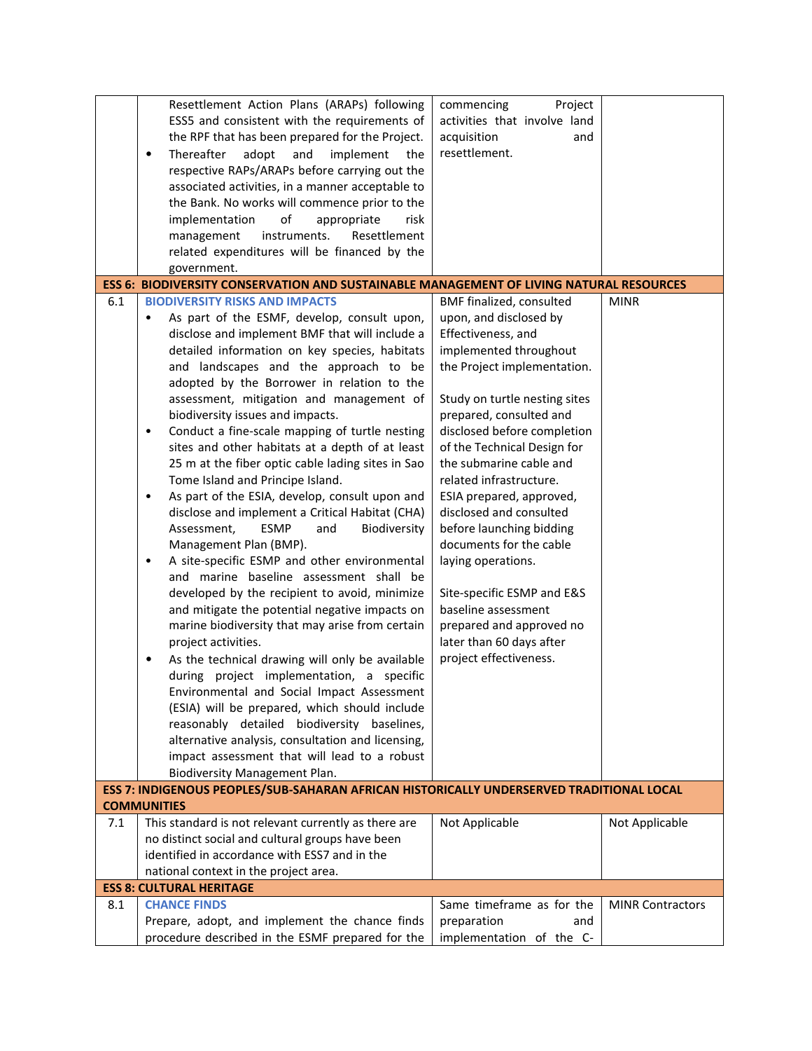| | | | |
|---|---|---|---|
| | Resettlement Action Plans (ARAPs) following ESS5 and consistent with the requirements of the RPF that has been prepared for the Project.<br>• Thereafter adopt and implement the respective RAPs/ARAPs before carrying out the associated activities, in a manner acceptable to the Bank. No works will commence prior to the implementation of appropriate risk management instruments. Resettlement related expenditures will be financed by the government. | commencing Project activities that involve land acquisition and resettlement. | |
| **ESS 6: BIODIVERSITY CONSERVATION AND SUSTAINABLE MANAGEMENT OF LIVING NATURAL RESOURCES** | | | |
| 6.1 | **BIODIVERSITY RISKS AND IMPACTS**<br>• As part of the ESMF, develop, consult upon, disclose and implement BMF that will include a detailed information on key species, habitats and landscapes and the approach to be adopted by the Borrower in relation to the assessment, mitigation and management of biodiversity issues and impacts.<br>• Conduct a fine-scale mapping of turtle nesting sites and other habitats at a depth of at least 25 m at the fiber optic cable lading sites in Sao Tome Island and Principe Island.<br>• As part of the ESIA, develop, consult upon and disclose and implement a Critical Habitat (CHA) Assessment, ESMP and Biodiversity Management Plan (BMP).<br>• A site-specific ESMP and other environmental and marine baseline assessment shall be developed by the recipient to avoid, minimize and mitigate the potential negative impacts on marine biodiversity that may arise from certain project activities.<br>• As the technical drawing will only be available during project implementation, a specific Environmental and Social Impact Assessment (ESIA) will be prepared, which should include reasonably detailed biodiversity baselines, alternative analysis, consultation and licensing, impact assessment that will lead to a robust Biodiversity Management Plan. | BMF finalized, consulted upon, and disclosed by Effectiveness, and implemented throughout the Project implementation.<br><br>Study on turtle nesting sites prepared, consulted and disclosed before completion of the Technical Design for the submarine cable and related infrastructure.<br>ESIA prepared, approved, disclosed and consulted before launching bidding documents for the cable laying operations.<br><br>Site-specific ESMP and E&S baseline assessment prepared and approved no later than 60 days after project effectiveness. | MINR |
| **ESS 7: INDIGENOUS PEOPLES/SUB-SAHARAN AFRICAN HISTORICALLY UNDERSERVED TRADITIONAL LOCAL COMMUNITIES** | | | |
| 7.1 | This standard is not relevant currently as there are no distinct social and cultural groups have been identified in accordance with ESS7 and in the national context in the project area. | Not Applicable | Not Applicable |
| **ESS 8: CULTURAL HERITAGE** | | | |
| 8.1 | **CHANCE FINDS**<br>Prepare, adopt, and implement the chance finds procedure described in the ESMF prepared for the | Same timeframe as for the preparation and implementation of the C- | MINR Contractors |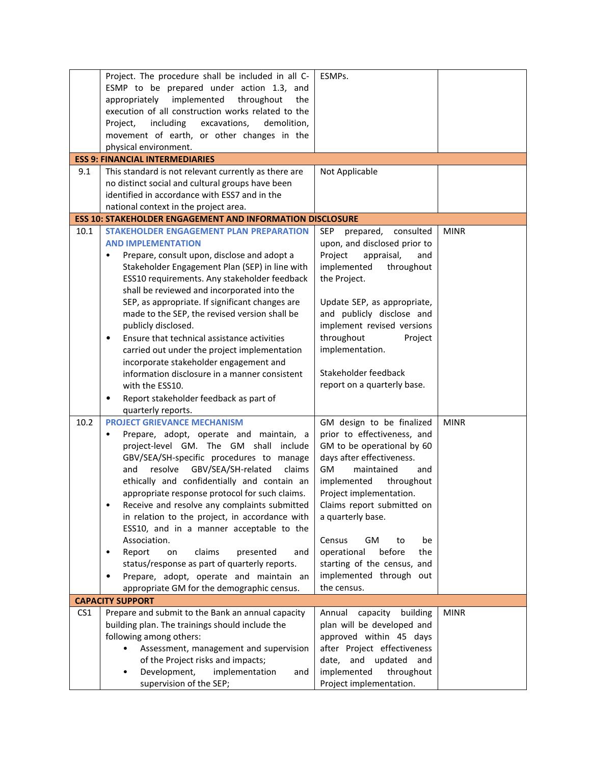| | | | |
|---|---|---|---|
| | Project. The procedure shall be included in all C-ESMP to be prepared under action 1.3, and appropriately implemented throughout the execution of all construction works related to the Project, including excavations, demolition, movement of earth, or other changes in the physical environment. | ESMPs. | |
| **ESS 9: FINANCIAL INTERMEDIARIES** | | | |
| 9.1 | This standard is not relevant currently as there are no distinct social and cultural groups have been identified in accordance with ESS7 and in the national context in the project area. | Not Applicable | |
| **ESS 10: STAKEHOLDER ENGAGEMENT AND INFORMATION DISCLOSURE** | | | |
| 10.1 | **STAKEHOLDER ENGAGEMENT PLAN PREPARATION AND IMPLEMENTATION**<br>• Prepare, consult upon, disclose and adopt a Stakeholder Engagement Plan (SEP) in line with ESS10 requirements. Any stakeholder feedback shall be reviewed and incorporated into the SEP, as appropriate. If significant changes are made to the SEP, the revised version shall be publicly disclosed.<br>• Ensure that technical assistance activities carried out under the project implementation incorporate stakeholder engagement and information disclosure in a manner consistent with the ESS10.<br>• Report stakeholder feedback as part of quarterly reports. | SEP prepared, consulted upon, and disclosed prior to Project appraisal, and implemented throughout the Project.<br><br>Update SEP, as appropriate, and publicly disclose and implement revised versions throughout Project implementation.<br><br>Stakeholder feedback report on a quarterly base. | MINR |
| 10.2 | **PROJECT GRIEVANCE MECHANISM**<br>• Prepare, adopt, operate and maintain, a project-level GM. The GM shall include GBV/SEA/SH-specific procedures to manage and resolve GBV/SEA/SH-related claims ethically and confidentially and contain an appropriate response protocol for such claims.<br>• Receive and resolve any complaints submitted in relation to the project, in accordance with ESS10, and in a manner acceptable to the Association.<br>• Report on claims presented and status/response as part of quarterly reports.<br>• Prepare, adopt, operate and maintain an appropriate GM for the demographic census. | GM design to be finalized prior to effectiveness, and GM to be operational by 60 days after effectiveness.<br>GM maintained and implemented throughout Project implementation.<br>Claims report submitted on a quarterly base.<br><br>Census GM to be operational before the starting of the census, and implemented through out the census. | MINR |
| **CAPACITY SUPPORT** | | | |
| CS1 | Prepare and submit to the Bank an annual capacity building plan. The trainings should include the following among others:<br>• Assessment, management and supervision of the Project risks and impacts;<br>• Development, implementation and supervision of the SEP; | Annual capacity building plan will be developed and approved within 45 days after Project effectiveness date, and updated and implemented throughout Project implementation. | MINR |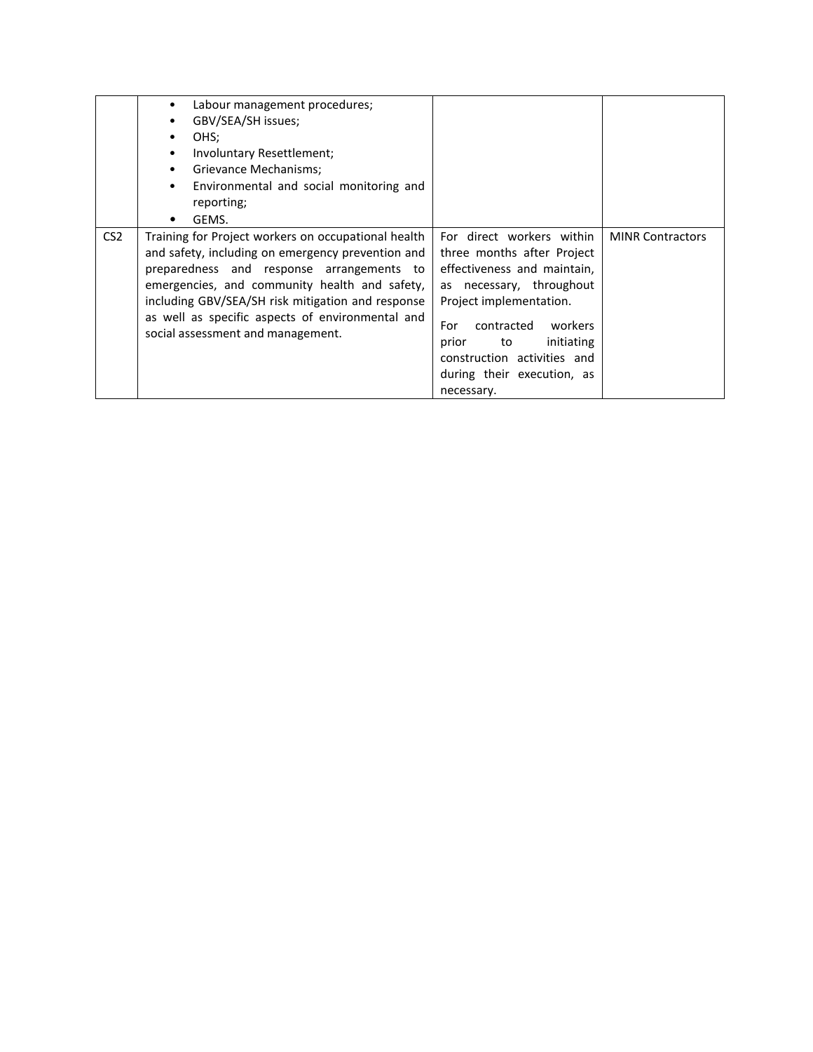| | | | |
|---|---|---|---|
| | • Labour management procedures;<br>• GBV/SEA/SH issues;<br>• OHS;<br>• Involuntary Resettlement;<br>• Grievance Mechanisms;<br>• Environmental and social monitoring and reporting;<br>• GEMS. | | |
| CS2 | Training for Project workers on occupational health and safety, including on emergency prevention and preparedness and response arrangements to emergencies, and community health and safety, including GBV/SEA/SH risk mitigation and response as well as specific aspects of environmental and social assessment and management. | For direct workers within three months after Project effectiveness and maintain, as necessary, throughout Project implementation.<br><br>For contracted workers prior to initiating construction activities and during their execution, as necessary. | MINR Contractors |